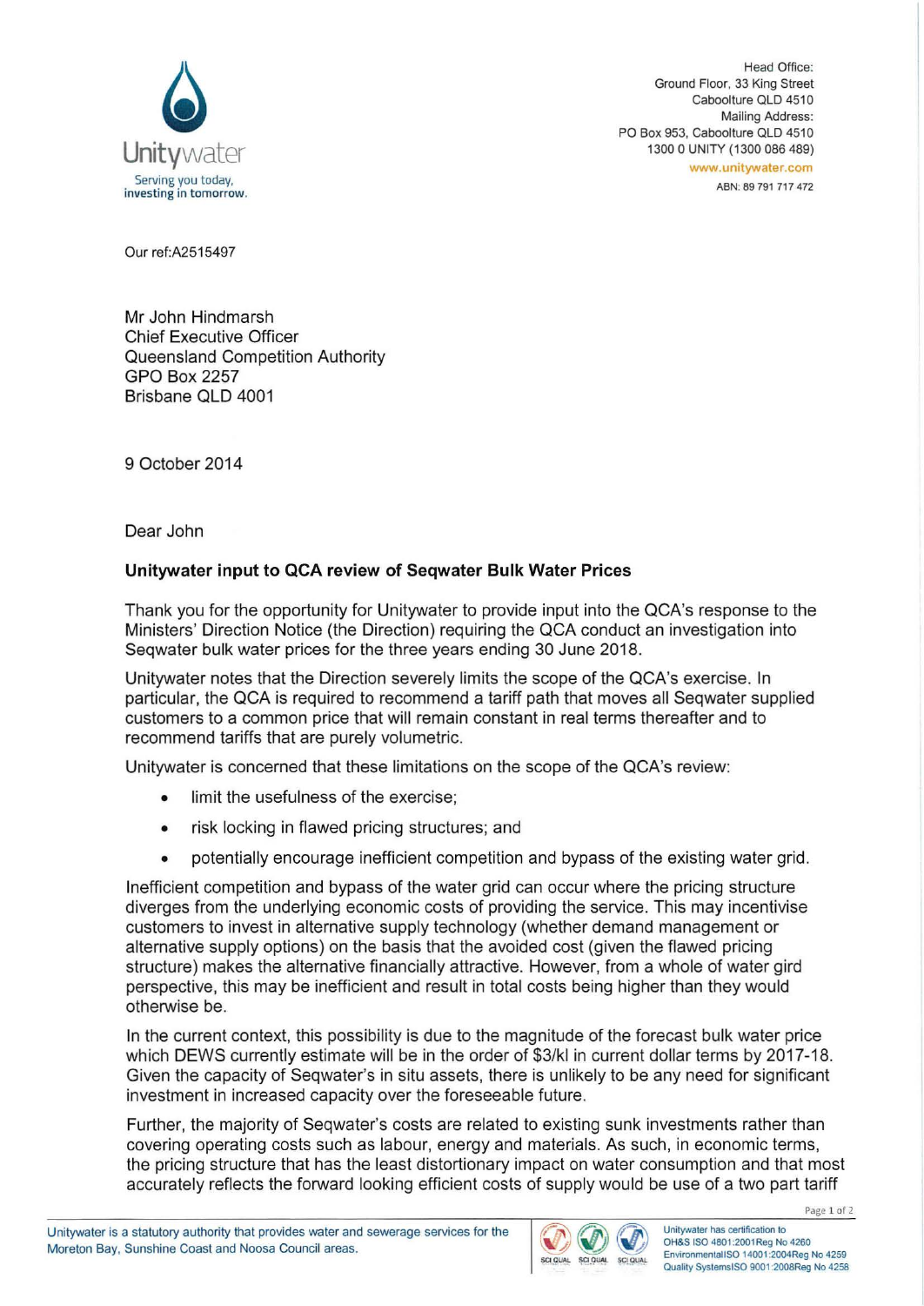Unitywater
Serving you today, investing in tomorrow.

Head Office:
Ground Floor, 33 King Street
Caboolture QLD 4510
Mailing Address:
PO Box 953, Caboolture QLD 4510
1300 0 UNITY (1300 086 489)
www.unitywater.com
ABN: 89 791 717 472

Our ref:A2515497

Mr John Hindmarsh
Chief Executive Officer
Queensland Competition Authority
GPO Box 2257
Brisbane QLD 4001

9 October 2014

Dear John

**Unitywater input to QCA review of Seqwater Bulk Water Prices**

Thank you for the opportunity for Unitywater to provide input into the QCA's response to the Ministers' Direction Notice (the Direction) requiring the QCA conduct an investigation into Seqwater bulk water prices for the three years ending 30 June 2018.

Unitywater notes that the Direction severely limits the scope of the QCA's exercise. In particular, the QCA is required to recommend a tariff path that moves all Seqwater supplied customers to a common price that will remain constant in real terms thereafter and to recommend tariffs that are purely volumetric.

Unitywater is concerned that these limitations on the scope of the QCA's review:

- limit the usefulness of the exercise;
- risk locking in flawed pricing structures; and
- potentially encourage inefficient competition and bypass of the existing water grid.

Inefficient competition and bypass of the water grid can occur where the pricing structure diverges from the underlying economic costs of providing the service. This may incentivise customers to invest in alternative supply technology (whether demand management or alternative supply options) on the basis that the avoided cost (given the flawed pricing structure) makes the alternative financially attractive. However, from a whole of water gird perspective, this may be inefficient and result in total costs being higher than they would otherwise be.

In the current context, this possibility is due to the magnitude of the forecast bulk water price which DEWS currently estimate will be in the order of $3/kl in current dollar terms by 2017-18. Given the capacity of Seqwater's in situ assets, there is unlikely to be any need for significant investment in increased capacity over the foreseeable future.

Further, the majority of Seqwater's costs are related to existing sunk investments rather than covering operating costs such as labour, energy and materials. As such, in economic terms, the pricing structure that has the least distortionary impact on water consumption and that most accurately reflects the forward looking efficient costs of supply would be use of a two part tariff

Unitywater is a statutory authority that provides water and sewerage services for the Moreton Bay, Sunshine Coast and Noosa Council areas.

Unitywater has certification to
OH&S ISO 4801:2001Reg No 4260
EnvironmentalISO 14001:2004Reg No 4259
Quality SystemsISO 9001:2008Reg No 4258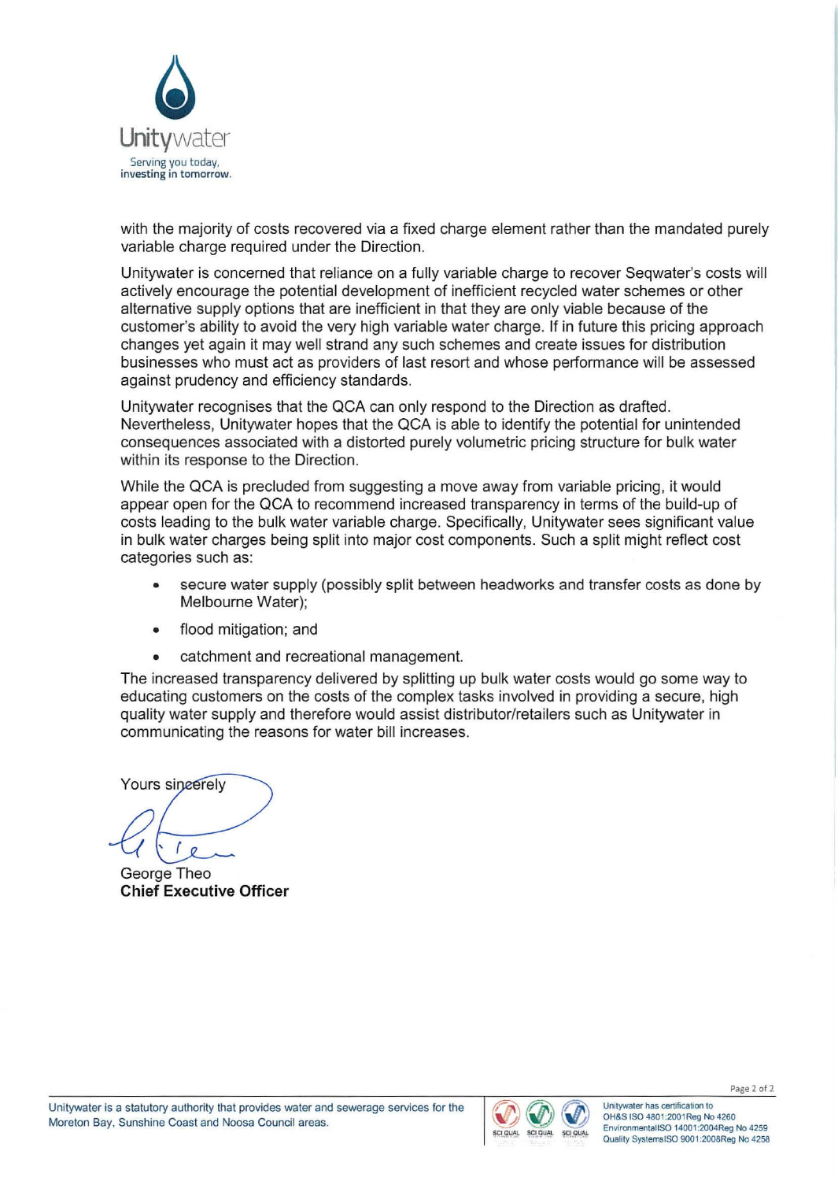with the majority of costs recovered via a fixed charge element rather than the mandated purely variable charge required under the Direction.

Unitywater is concerned that reliance on a fully variable charge to recover Seqwater's costs will actively encourage the potential development of inefficient recycled water schemes or other alternative supply options that are inefficient in that they are only viable because of the customer's ability to avoid the very high variable water charge. If in future this pricing approach changes yet again it may well strand any such schemes and create issues for distribution businesses who must act as providers of last resort and whose performance will be assessed against prudency and efficiency standards.

Unitywater recognises that the QCA can only respond to the Direction as drafted. Nevertheless, Unitywater hopes that the QCA is able to identify the potential for unintended consequences associated with a distorted purely volumetric pricing structure for bulk water within its response to the Direction.

While the QCA is precluded from suggesting a move away from variable pricing, it would appear open for the QCA to recommend increased transparency in terms of the build-up of costs leading to the bulk water variable charge. Specifically, Unitywater sees significant value in bulk water charges being split into major cost components. Such a split might reflect cost categories such as:

- secure water supply (possibly split between headworks and transfer costs as done by Melbourne Water);
- flood mitigation; and
- catchment and recreational management.

The increased transparency delivered by splitting up bulk water costs would go some way to educating customers on the costs of the complex tasks involved in providing a secure, high quality water supply and therefore would assist distributor/retailers such as Unitywater in communicating the reasons for water bill increases.

Yours sincerely

George Theo
**Chief Executive Officer**

Unitywater is a statutory authority that provides water and sewerage services for the Moreton Bay, Sunshine Coast and Noosa Council areas.

Unitywater has certification to
OH&S ISO 4801:2001Reg No 4260
EnvironmentalISO 14001:2004Reg No 4259
Quality SystemsISO 9001:2008Reg No 4258